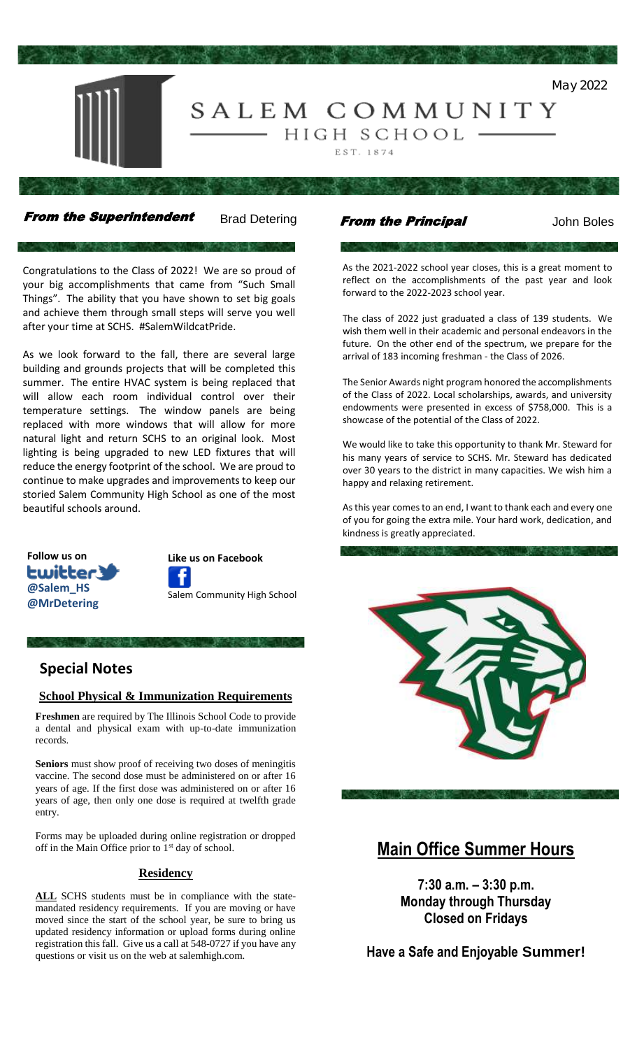May 2022

# SALEM COMMUNITY HIGH SCHOOL

EST. 1874

## *From the Superintendent* Brad Detering

Congratulations to the Class of 2022! We are so proud of your big accomplishments that came from "Such Small Things". The ability that you have shown to set big goals and achieve them through small steps will serve you well after your time at SCHS. #SalemWildcatPride.

As we look forward to the fall, there are several large building and grounds projects that will be completed this summer. The entire HVAC system is being replaced that will allow each room individual control over their temperature settings. The window panels are being replaced with more windows that will allow for more natural light and return SCHS to an original look. Most lighting is being upgraded to new LED fixtures that will reduce the energy footprint of the school. We are proud to continue to make upgrades and improvements to keep our storied Salem Community High School as one of the most beautiful schools around.

**Follow us on** twitter
**@Salem_HS**
**@MrDetering**

**Like us on Facebook**
Salem Community High School

## *From the Principal* John Boles

As the 2021-2022 school year closes, this is a great moment to reflect on the accomplishments of the past year and look forward to the 2022-2023 school year.

The class of 2022 just graduated a class of 139 students. We wish them well in their academic and personal endeavors in the future. On the other end of the spectrum, we prepare for the arrival of 183 incoming freshman - the Class of 2026.

The Senior Awards night program honored the accomplishments of the Class of 2022. Local scholarships, awards, and university endowments were presented in excess of $758,000. This is a showcase of the potential of the Class of 2022.

We would like to take this opportunity to thank Mr. Steward for his many years of service to SCHS. Mr. Steward has dedicated over 30 years to the district in many capacities. We wish him a happy and relaxing retirement.

As this year comes to an end, I want to thank each and every one of you for going the extra mile. Your hard work, dedication, and kindness is greatly appreciated.

## Special Notes

### School Physical & Immunization Requirements

**Freshmen** are required by The Illinois School Code to provide a dental and physical exam with up-to-date immunization records.

**Seniors** must show proof of receiving two doses of meningitis vaccine. The second dose must be administered on or after 16 years of age. If the first dose was administered on or after 16 years of age, then only one dose is required at twelfth grade entry.

Forms may be uploaded during online registration or dropped off in the Main Office prior to 1st day of school.

### Residency

**ALL** SCHS students must be in compliance with the state-mandated residency requirements. If you are moving or have moved since the start of the school year, be sure to bring us updated residency information or upload forms during online registration this fall. Give us a call at 548-0727 if you have any questions or visit us on the web at salemhigh.com.

## Main Office Summer Hours

**7:30 a.m. – 3:30 p.m.**
**Monday through Thursday**
**Closed on Fridays**

**Have a Safe and Enjoyable Summer!**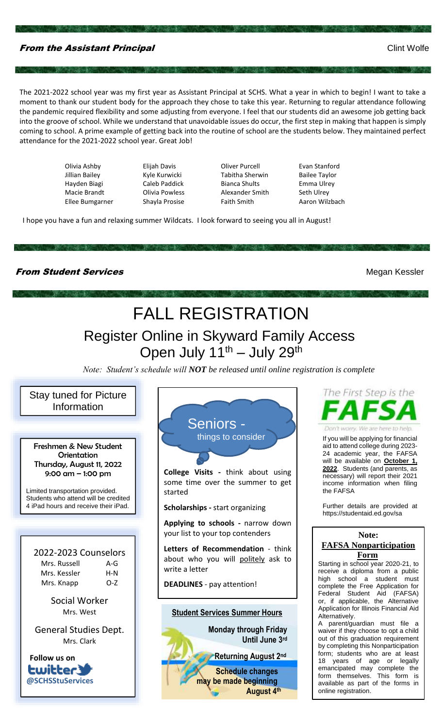## *From the Assistant Principal*

Clint Wolfe

The 2021-2022 school year was my first year as Assistant Principal at SCHS. What a year in which to begin! I want to take a moment to thank our student body for the approach they chose to take this year. Returning to regular attendance following the pandemic required flexibility and some adjusting from everyone. I feel that our students did an awesome job getting back into the groove of school. While we understand that unavoidable issues do occur, the first step in making that happen is simply coming to school. A prime example of getting back into the routine of school are the students below. They maintained perfect attendance for the 2021-2022 school year. Great Job!

| | | | |
|---|---|---|---|
| Olivia Ashby | Elijah Davis | Oliver Purcell | Evan Stanford |
| Jillian Bailey | Kyle Kurwicki | Tabitha Sherwin | Bailee Taylor |
| Hayden Biagi | Caleb Paddick | Bianca Shults | Emma Ulrey |
| Macie Brandt | Olivia Powless | Alexander Smith | Seth Ulrey |
| Ellee Bumgarner | Shayla Prosise | Faith Smith | Aaron Wilzbach |

I hope you have a fun and relaxing summer Wildcats. I look forward to seeing you all in August!

## *From Student Services*

Megan Kessler

# FALL REGISTRATION

## Register Online in Skyward Family Access
## Open July 11th – July 29th

*Note: Student's schedule will **NOT** be released until online registration is complete*

Stay tuned for Picture Information

**Freshmen & New Student Orientation**
**Thursday, August 11, 2022**
**9:00 am – 1:00 pm**

Limited transportation provided. Students who attend will be credited 4 iPad hours and receive their iPad.

**2022-2023 Counselors**

| | |
|---|---|
| Mrs. Russell | A-G |
| Mrs. Kessler | H-N |
| Mrs. Knapp | O-Z |

Social Worker
Mrs. West

General Studies Dept.
Mrs. Clark

**Follow us on** twitter
**@SCHSStuServices**

### Seniors - things to consider

**College Visits -** think about using some time over the summer to get started

**Scholarships -** start organizing

**Applying to schools -** narrow down your list to your top contenders

**Letters of Recommendation** - think about who you will <u>politely</u> ask to write a letter

**DEADLINES** - pay attention!

**<u>Student Services Summer Hours</u>**

**Monday through Friday**
**Until June 3rd**

**Returning August 2nd**

**Schedule changes may be made beginning August 4th**

*The First Step is the* **FAFSA**

*Don't worry. We are here to help.*

If you will be applying for financial aid to attend college during 2023-24 academic year, the FAFSA will be available on **<u>October 1, 2022</u>**. Students (and parents, as necessary) will report their 2021 income information when filing the FAFSA

Further details are provided at https://studentaid.ed.gov/sa

**Note:**
**<u>FAFSA Nonparticipation Form</u>**

Starting in school year 2020-21, to receive a diploma from a public high school a student must complete the Free Application for Federal Student Aid (FAFSA) or, if applicable, the Alternative Application for Illinois Financial Aid Alternatively.

A parent/guardian must file a waiver if they choose to opt a child out of this graduation requirement by completing this Nonparticipation form; students who are at least 18 years of age or legally emancipated may complete the form themselves. This form is available as part of the forms in online registration.